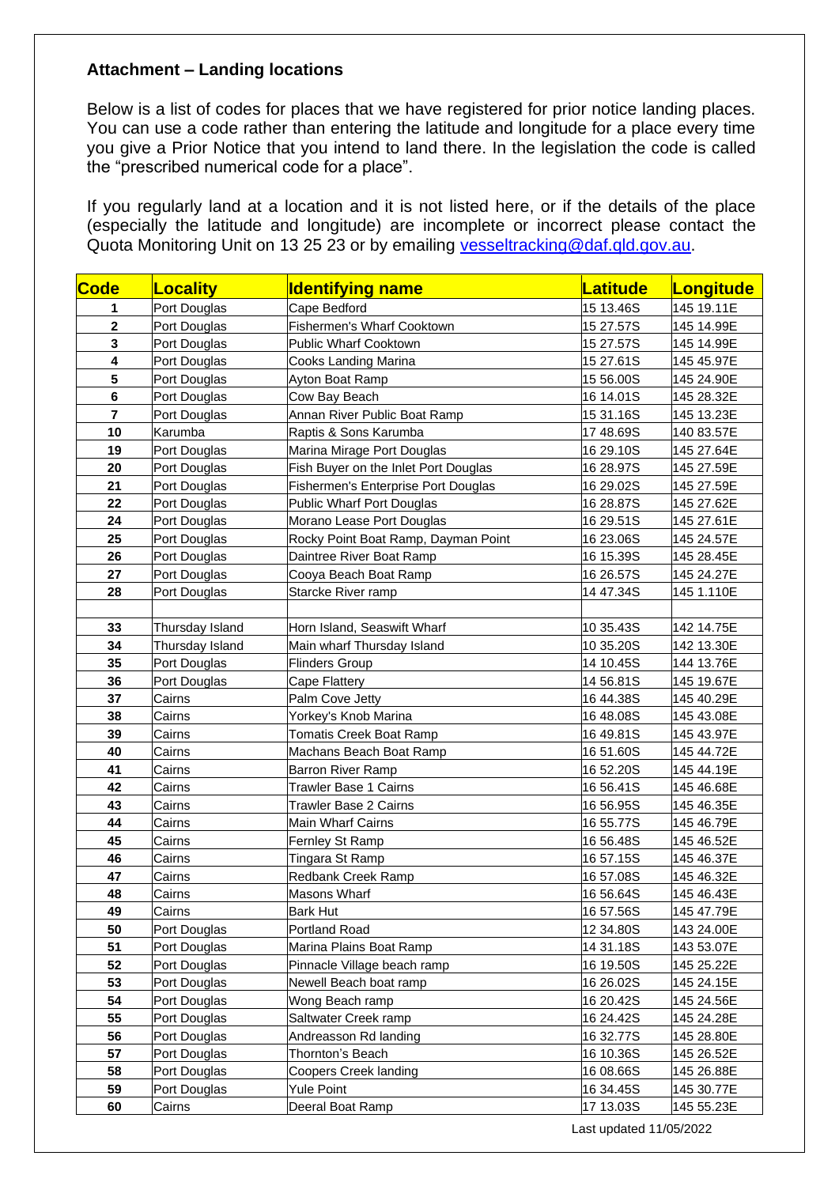**Attachment – Landing locations**

Below is a list of codes for places that we have registered for prior notice landing places. You can use a code rather than entering the latitude and longitude for a place every time you give a Prior Notice that you intend to land there. In the legislation the code is called the "prescribed numerical code for a place".

If you regularly land at a location and it is not listed here, or if the details of the place (especially the latitude and longitude) are incomplete or incorrect please contact the Quota Monitoring Unit on 13 25 23 or by emailing vesseltracking@daf.qld.gov.au.

| Code | Locality | Identifying name | Latitude | Longitude |
|---|---|---|---|---|
| 1 | Port Douglas | Cape Bedford | 15 13.46S | 145 19.11E |
| 2 | Port Douglas | Fishermen's Wharf Cooktown | 15 27.57S | 145 14.99E |
| 3 | Port Douglas | Public Wharf Cooktown | 15 27.57S | 145 14.99E |
| 4 | Port Douglas | Cooks Landing Marina | 15 27.61S | 145 45.97E |
| 5 | Port Douglas | Ayton Boat Ramp | 15 56.00S | 145 24.90E |
| 6 | Port Douglas | Cow Bay Beach | 16 14.01S | 145 28.32E |
| 7 | Port Douglas | Annan River Public Boat Ramp | 15 31.16S | 145 13.23E |
| 10 | Karumba | Raptis & Sons Karumba | 17 48.69S | 140 83.57E |
| 19 | Port Douglas | Marina Mirage Port Douglas | 16 29.10S | 145 27.64E |
| 20 | Port Douglas | Fish Buyer on the Inlet Port Douglas | 16 28.97S | 145 27.59E |
| 21 | Port Douglas | Fishermen's Enterprise Port Douglas | 16 29.02S | 145 27.59E |
| 22 | Port Douglas | Public Wharf Port Douglas | 16 28.87S | 145 27.62E |
| 24 | Port Douglas | Morano Lease Port Douglas | 16 29.51S | 145 27.61E |
| 25 | Port Douglas | Rocky Point Boat Ramp, Dayman Point | 16 23.06S | 145 24.57E |
| 26 | Port Douglas | Daintree River Boat Ramp | 16 15.39S | 145 28.45E |
| 27 | Port Douglas | Cooya Beach Boat Ramp | 16 26.57S | 145 24.27E |
| 28 | Port Douglas | Starcke River ramp | 14 47.34S | 145 1.110E |
| | | | | |
| 33 | Thursday Island | Horn Island, Seaswift Wharf | 10 35.43S | 142 14.75E |
| 34 | Thursday Island | Main wharf Thursday Island | 10 35.20S | 142 13.30E |
| 35 | Port Douglas | Flinders Group | 14 10.45S | 144 13.76E |
| 36 | Port Douglas | Cape Flattery | 14 56.81S | 145 19.67E |
| 37 | Cairns | Palm Cove Jetty | 16 44.38S | 145 40.29E |
| 38 | Cairns | Yorkey's Knob Marina | 16 48.08S | 145 43.08E |
| 39 | Cairns | Tomatis Creek Boat Ramp | 16 49.81S | 145 43.97E |
| 40 | Cairns | Machans Beach Boat Ramp | 16 51.60S | 145 44.72E |
| 41 | Cairns | Barron River Ramp | 16 52.20S | 145 44.19E |
| 42 | Cairns | Trawler Base 1 Cairns | 16 56.41S | 145 46.68E |
| 43 | Cairns | Trawler Base 2 Cairns | 16 56.95S | 145 46.35E |
| 44 | Cairns | Main Wharf Cairns | 16 55.77S | 145 46.79E |
| 45 | Cairns | Fernley St Ramp | 16 56.48S | 145 46.52E |
| 46 | Cairns | Tingara St Ramp | 16 57.15S | 145 46.37E |
| 47 | Cairns | Redbank Creek Ramp | 16 57.08S | 145 46.32E |
| 48 | Cairns | Masons Wharf | 16 56.64S | 145 46.43E |
| 49 | Cairns | Bark Hut | 16 57.56S | 145 47.79E |
| 50 | Port Douglas | Portland Road | 12 34.80S | 143 24.00E |
| 51 | Port Douglas | Marina Plains Boat Ramp | 14 31.18S | 143 53.07E |
| 52 | Port Douglas | Pinnacle Village beach ramp | 16 19.50S | 145 25.22E |
| 53 | Port Douglas | Newell Beach boat ramp | 16 26.02S | 145 24.15E |
| 54 | Port Douglas | Wong Beach ramp | 16 20.42S | 145 24.56E |
| 55 | Port Douglas | Saltwater Creek ramp | 16 24.42S | 145 24.28E |
| 56 | Port Douglas | Andreasson Rd landing | 16 32.77S | 145 28.80E |
| 57 | Port Douglas | Thornton's Beach | 16 10.36S | 145 26.52E |
| 58 | Port Douglas | Coopers Creek landing | 16 08.66S | 145 26.88E |
| 59 | Port Douglas | Yule Point | 16 34.45S | 145 30.77E |
| 60 | Cairns | Deeral Boat Ramp | 17 13.03S | 145 55.23E |

Last updated 11/05/2022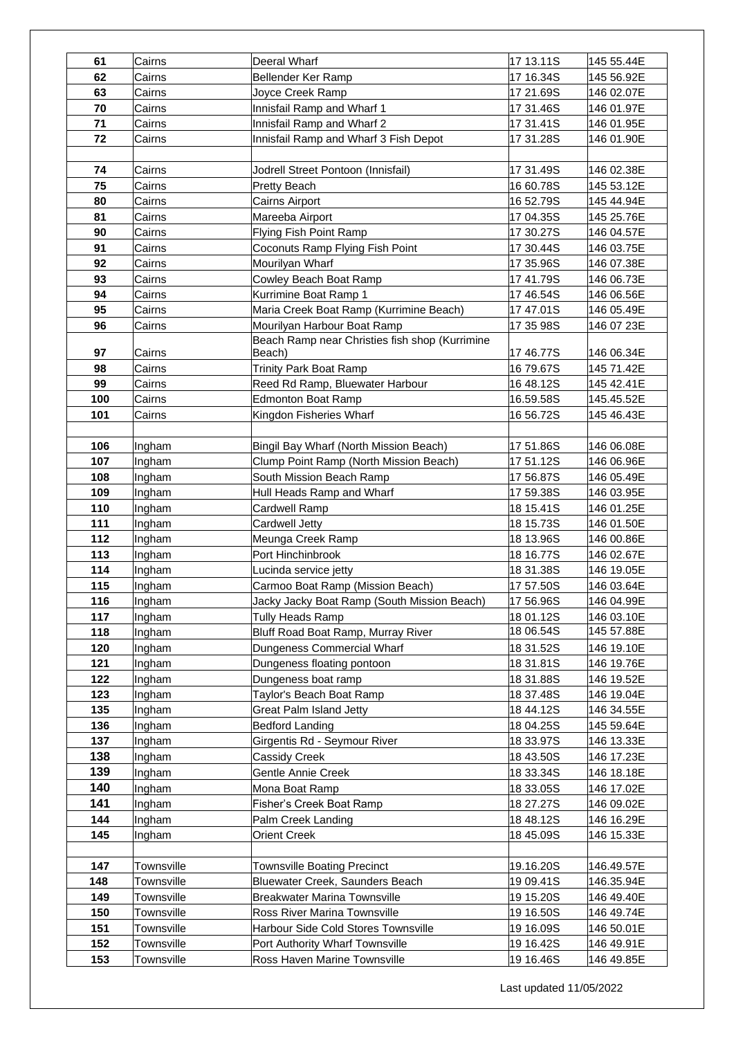| 61 | Cairns | Deeral Wharf | 17 13.11S | 145 55.44E |
|---|---|---|---|---|
| 62 | Cairns | Bellender Ker Ramp | 17 16.34S | 145 56.92E |
| 63 | Cairns | Joyce Creek Ramp | 17 21.69S | 146 02.07E |
| 70 | Cairns | Innisfail Ramp and Wharf 1 | 17 31.46S | 146 01.97E |
| 71 | Cairns | Innisfail Ramp and Wharf 2 | 17 31.41S | 146 01.95E |
| 72 | Cairns | Innisfail Ramp and Wharf 3 Fish Depot | 17 31.28S | 146 01.90E |
| | | | | |
| 74 | Cairns | Jodrell Street Pontoon (Innisfail) | 17 31.49S | 146 02.38E |
| 75 | Cairns | Pretty Beach | 16 60.78S | 145 53.12E |
| 80 | Cairns | Cairns Airport | 16 52.79S | 145 44.94E |
| 81 | Cairns | Mareeba Airport | 17 04.35S | 145 25.76E |
| 90 | Cairns | Flying Fish Point Ramp | 17 30.27S | 146 04.57E |
| 91 | Cairns | Coconuts Ramp Flying Fish Point | 17 30.44S | 146 03.75E |
| 92 | Cairns | Mourilyan Wharf | 17 35.96S | 146 07.38E |
| 93 | Cairns | Cowley Beach Boat Ramp | 17 41.79S | 146 06.73E |
| 94 | Cairns | Kurrimine Boat Ramp 1 | 17 46.54S | 146 06.56E |
| 95 | Cairns | Maria Creek Boat Ramp (Kurrimine Beach) | 17 47.01S | 146 05.49E |
| 96 | Cairns | Mourilyan Harbour Boat Ramp | 17 35 98S | 146 07 23E |
| 97 | Cairns | Beach Ramp near Christies fish shop (Kurrimine Beach) | 17 46.77S | 146 06.34E |
| 98 | Cairns | Trinity Park Boat Ramp | 16 79.67S | 145 71.42E |
| 99 | Cairns | Reed Rd Ramp, Bluewater Harbour | 16 48.12S | 145 42.41E |
| 100 | Cairns | Edmonton Boat Ramp | 16.59.58S | 145.45.52E |
| 101 | Cairns | Kingdon Fisheries Wharf | 16 56.72S | 145 46.43E |
| | | | | |
| 106 | Ingham | Bingil Bay Wharf (North Mission Beach) | 17 51.86S | 146 06.08E |
| 107 | Ingham | Clump Point Ramp (North Mission Beach) | 17 51.12S | 146 06.96E |
| 108 | Ingham | South Mission Beach Ramp | 17 56.87S | 146 05.49E |
| 109 | Ingham | Hull Heads Ramp and Wharf | 17 59.38S | 146 03.95E |
| 110 | Ingham | Cardwell Ramp | 18 15.41S | 146 01.25E |
| 111 | Ingham | Cardwell Jetty | 18 15.73S | 146 01.50E |
| 112 | Ingham | Meunga Creek Ramp | 18 13.96S | 146 00.86E |
| 113 | Ingham | Port Hinchinbrook | 18 16.77S | 146 02.67E |
| 114 | Ingham | Lucinda service jetty | 18 31.38S | 146 19.05E |
| 115 | Ingham | Carmoo Boat Ramp (Mission Beach) | 17 57.50S | 146 03.64E |
| 116 | Ingham | Jacky Jacky Boat Ramp (South Mission Beach) | 17 56.96S | 146 04.99E |
| 117 | Ingham | Tully Heads Ramp | 18 01.12S | 146 03.10E |
| 118 | Ingham | Bluff Road Boat Ramp, Murray River | 18 06.54S | 145 57.88E |
| 120 | Ingham | Dungeness Commercial Wharf | 18 31.52S | 146 19.10E |
| 121 | Ingham | Dungeness floating pontoon | 18 31.81S | 146 19.76E |
| 122 | Ingham | Dungeness boat ramp | 18 31.88S | 146 19.52E |
| 123 | Ingham | Taylor's Beach Boat Ramp | 18 37.48S | 146 19.04E |
| 135 | Ingham | Great Palm Island Jetty | 18 44.12S | 146 34.55E |
| 136 | Ingham | Bedford Landing | 18 04.25S | 145 59.64E |
| 137 | Ingham | Girgentis Rd - Seymour River | 18 33.97S | 146 13.33E |
| 138 | Ingham | Cassidy Creek | 18 43.50S | 146 17.23E |
| 139 | Ingham | Gentle Annie Creek | 18 33.34S | 146 18.18E |
| 140 | Ingham | Mona Boat Ramp | 18 33.05S | 146 17.02E |
| 141 | Ingham | Fisher's Creek Boat Ramp | 18 27.27S | 146 09.02E |
| 144 | Ingham | Palm Creek Landing | 18 48.12S | 146 16.29E |
| 145 | Ingham | Orient Creek | 18 45.09S | 146 15.33E |
| | | | | |
| 147 | Townsville | Townsville Boating Precinct | 19.16.20S | 146.49.57E |
| 148 | Townsville | Bluewater Creek, Saunders Beach | 19 09.41S | 146.35.94E |
| 149 | Townsville | Breakwater Marina Townsville | 19 15.20S | 146 49.40E |
| 150 | Townsville | Ross River Marina Townsville | 19 16.50S | 146 49.74E |
| 151 | Townsville | Harbour Side Cold Stores Townsville | 19 16.09S | 146 50.01E |
| 152 | Townsville | Port Authority Wharf Townsville | 19 16.42S | 146 49.91E |
| 153 | Townsville | Ross Haven Marine Townsville | 19 16.46S | 146 49.85E |

Last updated 11/05/2022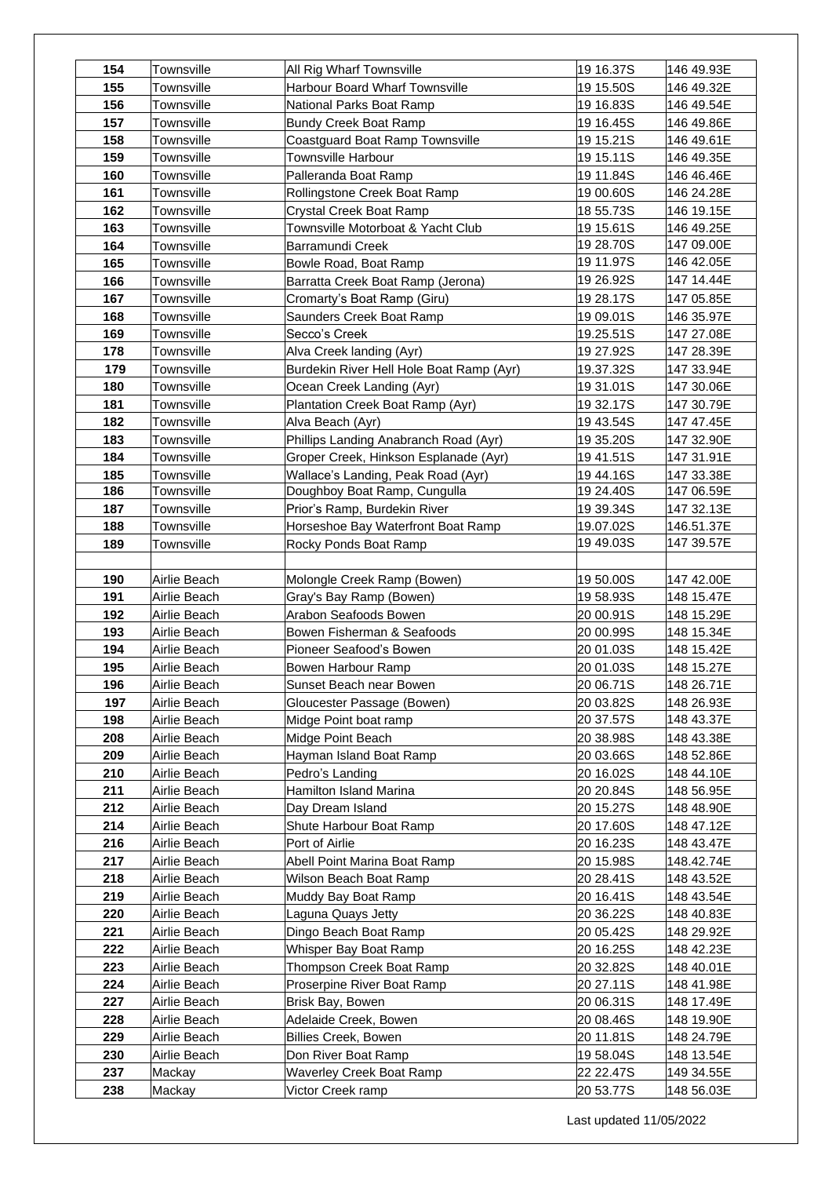| | | | | |
|---|---|---|---|---|
| 154 | Townsville | All Rig Wharf Townsville | 19 16.37S | 146 49.93E |
| 155 | Townsville | Harbour Board Wharf Townsville | 19 15.50S | 146 49.32E |
| 156 | Townsville | National Parks Boat Ramp | 19 16.83S | 146 49.54E |
| 157 | Townsville | Bundy Creek Boat Ramp | 19 16.45S | 146 49.86E |
| 158 | Townsville | Coastguard Boat Ramp Townsville | 19 15.21S | 146 49.61E |
| 159 | Townsville | Townsville Harbour | 19 15.11S | 146 49.35E |
| 160 | Townsville | Palleranda Boat Ramp | 19 11.84S | 146 46.46E |
| 161 | Townsville | Rollingstone Creek Boat Ramp | 19 00.60S | 146 24.28E |
| 162 | Townsville | Crystal Creek Boat Ramp | 18 55.73S | 146 19.15E |
| 163 | Townsville | Townsville Motorboat & Yacht Club | 19 15.61S | 146 49.25E |
| 164 | Townsville | Barramundi Creek | 19 28.70S | 147 09.00E |
| 165 | Townsville | Bowle Road, Boat Ramp | 19 11.97S | 146 42.05E |
| 166 | Townsville | Barratta Creek Boat Ramp (Jerona) | 19 26.92S | 147 14.44E |
| 167 | Townsville | Cromarty's Boat Ramp (Giru) | 19 28.17S | 147 05.85E |
| 168 | Townsville | Saunders Creek Boat Ramp | 19 09.01S | 146 35.97E |
| 169 | Townsville | Secco's Creek | 19.25.51S | 147 27.08E |
| 178 | Townsville | Alva Creek landing (Ayr) | 19 27.92S | 147 28.39E |
| 179 | Townsville | Burdekin River Hell Hole Boat Ramp (Ayr) | 19.37.32S | 147 33.94E |
| 180 | Townsville | Ocean Creek Landing (Ayr) | 19 31.01S | 147 30.06E |
| 181 | Townsville | Plantation Creek Boat Ramp (Ayr) | 19 32.17S | 147 30.79E |
| 182 | Townsville | Alva Beach (Ayr) | 19 43.54S | 147 47.45E |
| 183 | Townsville | Phillips Landing Anabranch Road (Ayr) | 19 35.20S | 147 32.90E |
| 184 | Townsville | Groper Creek, Hinkson Esplanade (Ayr) | 19 41.51S | 147 31.91E |
| 185 | Townsville | Wallace's Landing, Peak Road (Ayr) | 19 44.16S | 147 33.38E |
| 186 | Townsville | Doughboy Boat Ramp, Cungulla | 19 24.40S | 147 06.59E |
| 187 | Townsville | Prior's Ramp, Burdekin River | 19 39.34S | 147 32.13E |
| 188 | Townsville | Horseshoe Bay Waterfront Boat Ramp | 19.07.02S | 146.51.37E |
| 189 | Townsville | Rocky Ponds Boat Ramp | 19 49.03S | 147 39.57E |
| | | | | |
| 190 | Airlie Beach | Molongle Creek Ramp (Bowen) | 19 50.00S | 147 42.00E |
| 191 | Airlie Beach | Gray's Bay Ramp (Bowen) | 19 58.93S | 148 15.47E |
| 192 | Airlie Beach | Arabon Seafoods Bowen | 20 00.91S | 148 15.29E |
| 193 | Airlie Beach | Bowen Fisherman & Seafoods | 20 00.99S | 148 15.34E |
| 194 | Airlie Beach | Pioneer Seafood's Bowen | 20 01.03S | 148 15.42E |
| 195 | Airlie Beach | Bowen Harbour Ramp | 20 01.03S | 148 15.27E |
| 196 | Airlie Beach | Sunset Beach near Bowen | 20 06.71S | 148 26.71E |
| 197 | Airlie Beach | Gloucester Passage (Bowen) | 20 03.82S | 148 26.93E |
| 198 | Airlie Beach | Midge Point boat ramp | 20 37.57S | 148 43.37E |
| 208 | Airlie Beach | Midge Point Beach | 20 38.98S | 148 43.38E |
| 209 | Airlie Beach | Hayman Island Boat Ramp | 20 03.66S | 148 52.86E |
| 210 | Airlie Beach | Pedro's Landing | 20 16.02S | 148 44.10E |
| 211 | Airlie Beach | Hamilton Island Marina | 20 20.84S | 148 56.95E |
| 212 | Airlie Beach | Day Dream Island | 20 15.27S | 148 48.90E |
| 214 | Airlie Beach | Shute Harbour Boat Ramp | 20 17.60S | 148 47.12E |
| 216 | Airlie Beach | Port of Airlie | 20 16.23S | 148 43.47E |
| 217 | Airlie Beach | Abell Point Marina Boat Ramp | 20 15.98S | 148.42.74E |
| 218 | Airlie Beach | Wilson Beach Boat Ramp | 20 28.41S | 148 43.52E |
| 219 | Airlie Beach | Muddy Bay Boat Ramp | 20 16.41S | 148 43.54E |
| 220 | Airlie Beach | Laguna Quays Jetty | 20 36.22S | 148 40.83E |
| 221 | Airlie Beach | Dingo Beach Boat Ramp | 20 05.42S | 148 29.92E |
| 222 | Airlie Beach | Whisper Bay Boat Ramp | 20 16.25S | 148 42.23E |
| 223 | Airlie Beach | Thompson Creek Boat Ramp | 20 32.82S | 148 40.01E |
| 224 | Airlie Beach | Proserpine River Boat Ramp | 20 27.11S | 148 41.98E |
| 227 | Airlie Beach | Brisk Bay, Bowen | 20 06.31S | 148 17.49E |
| 228 | Airlie Beach | Adelaide Creek, Bowen | 20 08.46S | 148 19.90E |
| 229 | Airlie Beach | Billies Creek, Bowen | 20 11.81S | 148 24.79E |
| 230 | Airlie Beach | Don River Boat Ramp | 19 58.04S | 148 13.54E |
| 237 | Mackay | Waverley Creek Boat Ramp | 22 22.47S | 149 34.55E |
| 238 | Mackay | Victor Creek ramp | 20 53.77S | 148 56.03E |

Last updated 11/05/2022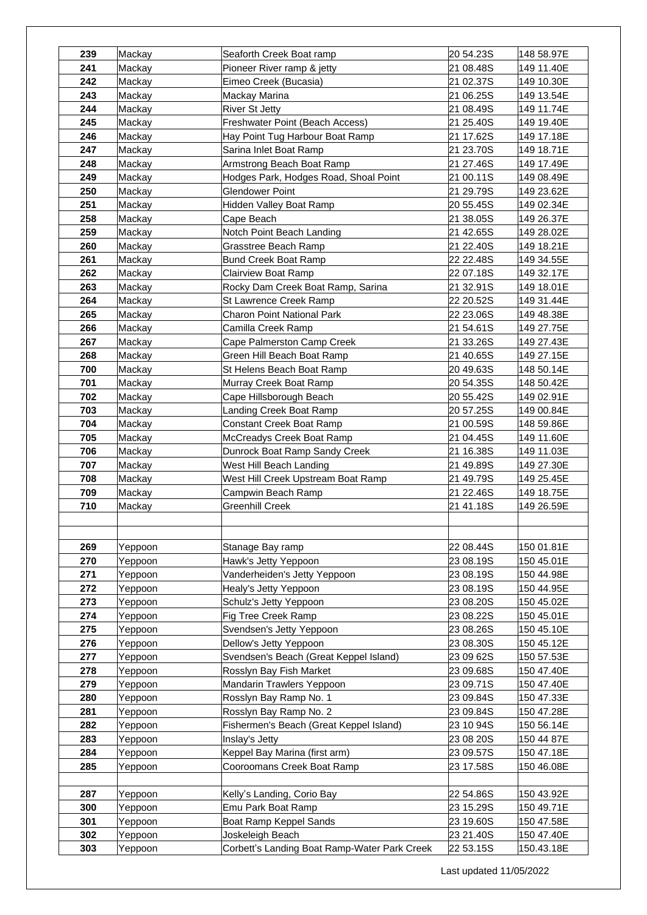| 239 | Mackay | Seaforth Creek Boat ramp | 20 54.23S | 148 58.97E |
|---|---|---|---|---|
| 241 | Mackay | Pioneer River ramp & jetty | 21 08.48S | 149 11.40E |
| 242 | Mackay | Eimeo Creek (Bucasia) | 21 02.37S | 149 10.30E |
| 243 | Mackay | Mackay Marina | 21 06.25S | 149 13.54E |
| 244 | Mackay | River St Jetty | 21 08.49S | 149 11.74E |
| 245 | Mackay | Freshwater Point (Beach Access) | 21 25.40S | 149 19.40E |
| 246 | Mackay | Hay Point Tug Harbour Boat Ramp | 21 17.62S | 149 17.18E |
| 247 | Mackay | Sarina Inlet Boat Ramp | 21 23.70S | 149 18.71E |
| 248 | Mackay | Armstrong Beach Boat Ramp | 21 27.46S | 149 17.49E |
| 249 | Mackay | Hodges Park, Hodges Road, Shoal Point | 21 00.11S | 149 08.49E |
| 250 | Mackay | Glendower Point | 21 29.79S | 149 23.62E |
| 251 | Mackay | Hidden Valley Boat Ramp | 20 55.45S | 149 02.34E |
| 258 | Mackay | Cape Beach | 21 38.05S | 149 26.37E |
| 259 | Mackay | Notch Point Beach Landing | 21 42.65S | 149 28.02E |
| 260 | Mackay | Grasstree Beach Ramp | 21 22.40S | 149 18.21E |
| 261 | Mackay | Bund Creek Boat Ramp | 22 22.48S | 149 34.55E |
| 262 | Mackay | Clairview Boat Ramp | 22 07.18S | 149 32.17E |
| 263 | Mackay | Rocky Dam Creek Boat Ramp, Sarina | 21 32.91S | 149 18.01E |
| 264 | Mackay | St Lawrence Creek Ramp | 22 20.52S | 149 31.44E |
| 265 | Mackay | Charon Point National Park | 22 23.06S | 149 48.38E |
| 266 | Mackay | Camilla Creek Ramp | 21 54.61S | 149 27.75E |
| 267 | Mackay | Cape Palmerston Camp Creek | 21 33.26S | 149 27.43E |
| 268 | Mackay | Green Hill Beach Boat Ramp | 21 40.65S | 149 27.15E |
| 700 | Mackay | St Helens Beach Boat Ramp | 20 49.63S | 148 50.14E |
| 701 | Mackay | Murray Creek Boat Ramp | 20 54.35S | 148 50.42E |
| 702 | Mackay | Cape Hillsborough Beach | 20 55.42S | 149 02.91E |
| 703 | Mackay | Landing Creek Boat Ramp | 20 57.25S | 149 00.84E |
| 704 | Mackay | Constant Creek Boat Ramp | 21 00.59S | 148 59.86E |
| 705 | Mackay | McCreadys Creek Boat Ramp | 21 04.45S | 149 11.60E |
| 706 | Mackay | Dunrock Boat Ramp Sandy Creek | 21 16.38S | 149 11.03E |
| 707 | Mackay | West Hill Beach Landing | 21 49.89S | 149 27.30E |
| 708 | Mackay | West Hill Creek Upstream Boat Ramp | 21 49.79S | 149 25.45E |
| 709 | Mackay | Campwin Beach Ramp | 21 22.46S | 149 18.75E |
| 710 | Mackay | Greenhill Creek | 21 41.18S | 149 26.59E |
| | | | | |
| | | | | |
| 269 | Yeppoon | Stanage Bay ramp | 22 08.44S | 150 01.81E |
| 270 | Yeppoon | Hawk's Jetty Yeppoon | 23 08.19S | 150 45.01E |
| 271 | Yeppoon | Vanderheiden's Jetty Yeppoon | 23 08.19S | 150 44.98E |
| 272 | Yeppoon | Healy's Jetty Yeppoon | 23 08.19S | 150 44.95E |
| 273 | Yeppoon | Schulz's Jetty Yeppoon | 23 08.20S | 150 45.02E |
| 274 | Yeppoon | Fig Tree Creek Ramp | 23 08.22S | 150 45.01E |
| 275 | Yeppoon | Svendsen's Jetty Yeppoon | 23 08.26S | 150 45.10E |
| 276 | Yeppoon | Dellow's Jetty Yeppoon | 23 08.30S | 150 45.12E |
| 277 | Yeppoon | Svendsen's Beach (Great Keppel Island) | 23 09 62S | 150 57.53E |
| 278 | Yeppoon | Rosslyn Bay Fish Market | 23 09.68S | 150 47.40E |
| 279 | Yeppoon | Mandarin Trawlers Yeppoon | 23 09.71S | 150 47.40E |
| 280 | Yeppoon | Rosslyn Bay Ramp No. 1 | 23 09.84S | 150 47.33E |
| 281 | Yeppoon | Rosslyn Bay Ramp No. 2 | 23 09.84S | 150 47.28E |
| 282 | Yeppoon | Fishermen's Beach (Great Keppel Island) | 23 10 94S | 150 56.14E |
| 283 | Yeppoon | Inslay's Jetty | 23 08 20S | 150 44 87E |
| 284 | Yeppoon | Keppel Bay Marina (first arm) | 23 09.57S | 150 47.18E |
| 285 | Yeppoon | Cooroomans Creek Boat Ramp | 23 17.58S | 150 46.08E |
| | | | | |
| 287 | Yeppoon | Kelly's Landing, Corio Bay | 22 54.86S | 150 43.92E |
| 300 | Yeppoon | Emu Park Boat Ramp | 23 15.29S | 150 49.71E |
| 301 | Yeppoon | Boat Ramp Keppel Sands | 23 19.60S | 150 47.58E |
| 302 | Yeppoon | Joskeleigh Beach | 23 21.40S | 150 47.40E |
| 303 | Yeppoon | Corbett's Landing Boat Ramp-Water Park Creek | 22 53.15S | 150.43.18E |

Last updated 11/05/2022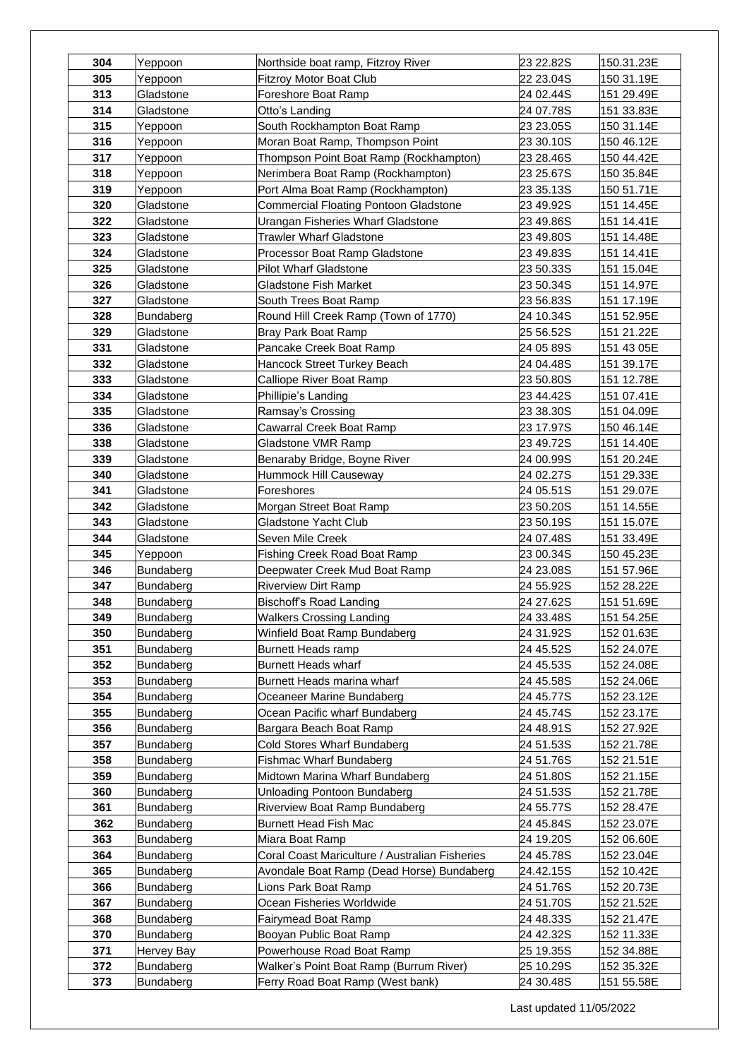| 304 | Yeppoon | Northside boat ramp, Fitzroy River | 23 22.82S | 150.31.23E |
|---|---|---|---|---|
| 305 | Yeppoon | Fitzroy Motor Boat Club | 22 23.04S | 150 31.19E |
| 313 | Gladstone | Foreshore Boat Ramp | 24 02.44S | 151 29.49E |
| 314 | Gladstone | Otto's Landing | 24 07.78S | 151 33.83E |
| 315 | Yeppoon | South Rockhampton Boat Ramp | 23 23.05S | 150 31.14E |
| 316 | Yeppoon | Moran Boat Ramp, Thompson Point | 23 30.10S | 150 46.12E |
| 317 | Yeppoon | Thompson Point Boat Ramp (Rockhampton) | 23 28.46S | 150 44.42E |
| 318 | Yeppoon | Nerimbera Boat Ramp (Rockhampton) | 23 25.67S | 150 35.84E |
| 319 | Yeppoon | Port Alma Boat Ramp (Rockhampton) | 23 35.13S | 150 51.71E |
| 320 | Gladstone | Commercial Floating Pontoon Gladstone | 23 49.92S | 151 14.45E |
| 322 | Gladstone | Urangan Fisheries Wharf Gladstone | 23 49.86S | 151 14.41E |
| 323 | Gladstone | Trawler Wharf Gladstone | 23 49.80S | 151 14.48E |
| 324 | Gladstone | Processor Boat Ramp Gladstone | 23 49.83S | 151 14.41E |
| 325 | Gladstone | Pilot Wharf Gladstone | 23 50.33S | 151 15.04E |
| 326 | Gladstone | Gladstone Fish Market | 23 50.34S | 151 14.97E |
| 327 | Gladstone | South Trees Boat Ramp | 23 56.83S | 151 17.19E |
| 328 | Bundaberg | Round Hill Creek Ramp (Town of 1770) | 24 10.34S | 151 52.95E |
| 329 | Gladstone | Bray Park Boat Ramp | 25 56.52S | 151 21.22E |
| 331 | Gladstone | Pancake Creek Boat Ramp | 24 05 89S | 151 43 05E |
| 332 | Gladstone | Hancock Street Turkey Beach | 24 04.48S | 151 39.17E |
| 333 | Gladstone | Calliope River Boat Ramp | 23 50.80S | 151 12.78E |
| 334 | Gladstone | Phillipie's Landing | 23 44.42S | 151 07.41E |
| 335 | Gladstone | Ramsay's Crossing | 23 38.30S | 151 04.09E |
| 336 | Gladstone | Cawarral Creek Boat Ramp | 23 17.97S | 150 46.14E |
| 338 | Gladstone | Gladstone VMR Ramp | 23 49.72S | 151 14.40E |
| 339 | Gladstone | Benaraby Bridge, Boyne River | 24 00.99S | 151 20.24E |
| 340 | Gladstone | Hummock Hill Causeway | 24 02.27S | 151 29.33E |
| 341 | Gladstone | Foreshores | 24 05.51S | 151 29.07E |
| 342 | Gladstone | Morgan Street Boat Ramp | 23 50.20S | 151 14.55E |
| 343 | Gladstone | Gladstone Yacht Club | 23 50.19S | 151 15.07E |
| 344 | Gladstone | Seven Mile Creek | 24 07.48S | 151 33.49E |
| 345 | Yeppoon | Fishing Creek Road Boat Ramp | 23 00.34S | 150 45.23E |
| 346 | Bundaberg | Deepwater Creek Mud Boat Ramp | 24 23.08S | 151 57.96E |
| 347 | Bundaberg | Riverview Dirt Ramp | 24 55.92S | 152 28.22E |
| 348 | Bundaberg | Bischoff's Road Landing | 24 27.62S | 151 51.69E |
| 349 | Bundaberg | Walkers Crossing Landing | 24 33.48S | 151 54.25E |
| 350 | Bundaberg | Winfield Boat Ramp Bundaberg | 24 31.92S | 152 01.63E |
| 351 | Bundaberg | Burnett Heads ramp | 24 45.52S | 152 24.07E |
| 352 | Bundaberg | Burnett Heads wharf | 24 45.53S | 152 24.08E |
| 353 | Bundaberg | Burnett Heads marina wharf | 24 45.58S | 152 24.06E |
| 354 | Bundaberg | Oceaneer Marine Bundaberg | 24 45.77S | 152 23.12E |
| 355 | Bundaberg | Ocean Pacific wharf Bundaberg | 24 45.74S | 152 23.17E |
| 356 | Bundaberg | Bargara Beach Boat Ramp | 24 48.91S | 152 27.92E |
| 357 | Bundaberg | Cold Stores Wharf Bundaberg | 24 51.53S | 152 21.78E |
| 358 | Bundaberg | Fishmac Wharf Bundaberg | 24 51.76S | 152 21.51E |
| 359 | Bundaberg | Midtown Marina Wharf Bundaberg | 24 51.80S | 152 21.15E |
| 360 | Bundaberg | Unloading Pontoon Bundaberg | 24 51.53S | 152 21.78E |
| 361 | Bundaberg | Riverview Boat Ramp Bundaberg | 24 55.77S | 152 28.47E |
| 362 | Bundaberg | Burnett Head Fish Mac | 24 45.84S | 152 23.07E |
| 363 | Bundaberg | Miara Boat Ramp | 24 19.20S | 152 06.60E |
| 364 | Bundaberg | Coral Coast Mariculture / Australian Fisheries | 24 45.78S | 152 23.04E |
| 365 | Bundaberg | Avondale Boat Ramp (Dead Horse) Bundaberg | 24.42.15S | 152 10.42E |
| 366 | Bundaberg | Lions Park Boat Ramp | 24 51.76S | 152 20.73E |
| 367 | Bundaberg | Ocean Fisheries Worldwide | 24 51.70S | 152 21.52E |
| 368 | Bundaberg | Fairymead Boat Ramp | 24 48.33S | 152 21.47E |
| 370 | Bundaberg | Booyan Public Boat Ramp | 24 42.32S | 152 11.33E |
| 371 | Hervey Bay | Powerhouse Road Boat Ramp | 25 19.35S | 152 34.88E |
| 372 | Bundaberg | Walker's Point Boat Ramp (Burrum River) | 25 10.29S | 152 35.32E |
| 373 | Bundaberg | Ferry Road Boat Ramp (West bank) | 24 30.48S | 151 55.58E |

Last updated 11/05/2022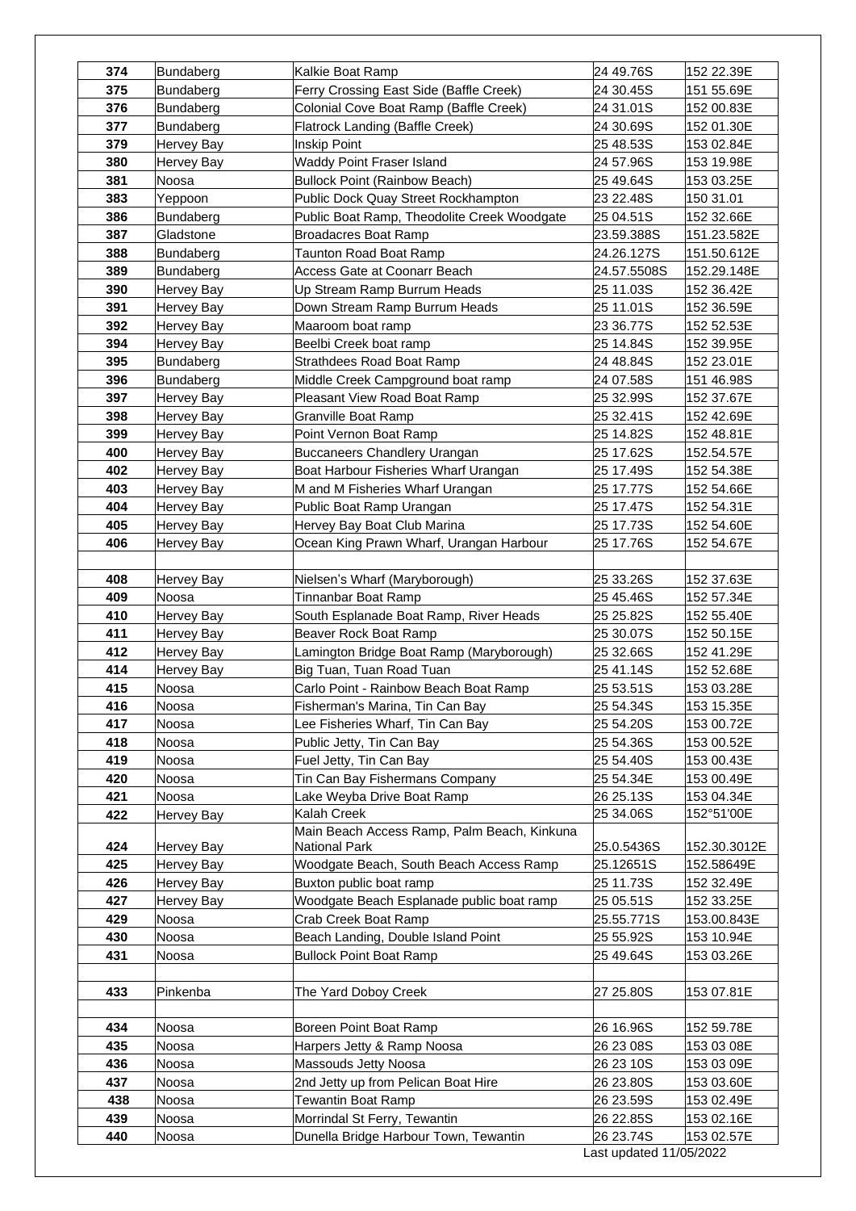| 374 | Bundaberg | Kalkie Boat Ramp | 24 49.76S | 152 22.39E |
|---|---|---|---|---|
| 375 | Bundaberg | Ferry Crossing East Side (Baffle Creek) | 24 30.45S | 151 55.69E |
| 376 | Bundaberg | Colonial Cove Boat Ramp (Baffle Creek) | 24 31.01S | 152 00.83E |
| 377 | Bundaberg | Flatrock Landing (Baffle Creek) | 24 30.69S | 152 01.30E |
| 379 | Hervey Bay | Inskip Point | 25 48.53S | 153 02.84E |
| 380 | Hervey Bay | Waddy Point Fraser Island | 24 57.96S | 153 19.98E |
| 381 | Noosa | Bullock Point (Rainbow Beach) | 25 49.64S | 153 03.25E |
| 383 | Yeppoon | Public Dock Quay Street Rockhampton | 23 22.48S | 150 31.01 |
| 386 | Bundaberg | Public Boat Ramp, Theodolite Creek Woodgate | 25 04.51S | 152 32.66E |
| 387 | Gladstone | Broadacres Boat Ramp | 23.59.388S | 151.23.582E |
| 388 | Bundaberg | Taunton Road Boat Ramp | 24.26.127S | 151.50.612E |
| 389 | Bundaberg | Access Gate at Coonarr Beach | 24.57.5508S | 152.29.148E |
| 390 | Hervey Bay | Up Stream Ramp Burrum Heads | 25 11.03S | 152 36.42E |
| 391 | Hervey Bay | Down Stream Ramp Burrum Heads | 25 11.01S | 152 36.59E |
| 392 | Hervey Bay | Maaroom boat ramp | 23 36.77S | 152 52.53E |
| 394 | Hervey Bay | Beelbi Creek boat ramp | 25 14.84S | 152 39.95E |
| 395 | Bundaberg | Strathdees Road Boat Ramp | 24 48.84S | 152 23.01E |
| 396 | Bundaberg | Middle Creek Campground boat ramp | 24 07.58S | 151 46.98S |
| 397 | Hervey Bay | Pleasant View Road Boat Ramp | 25 32.99S | 152 37.67E |
| 398 | Hervey Bay | Granville Boat Ramp | 25 32.41S | 152 42.69E |
| 399 | Hervey Bay | Point Vernon Boat Ramp | 25 14.82S | 152 48.81E |
| 400 | Hervey Bay | Buccaneers Chandlery Urangan | 25 17.62S | 152.54.57E |
| 402 | Hervey Bay | Boat Harbour Fisheries Wharf Urangan | 25 17.49S | 152 54.38E |
| 403 | Hervey Bay | M and M Fisheries Wharf Urangan | 25 17.77S | 152 54.66E |
| 404 | Hervey Bay | Public Boat Ramp Urangan | 25 17.47S | 152 54.31E |
| 405 | Hervey Bay | Hervey Bay Boat Club Marina | 25 17.73S | 152 54.60E |
| 406 | Hervey Bay | Ocean King Prawn Wharf, Urangan Harbour | 25 17.76S | 152 54.67E |
| | | | | |
| 408 | Hervey Bay | Nielsen's Wharf (Maryborough) | 25 33.26S | 152 37.63E |
| 409 | Noosa | Tinnanbar Boat Ramp | 25 45.46S | 152 57.34E |
| 410 | Hervey Bay | South Esplanade Boat Ramp, River Heads | 25 25.82S | 152 55.40E |
| 411 | Hervey Bay | Beaver Rock Boat Ramp | 25 30.07S | 152 50.15E |
| 412 | Hervey Bay | Lamington Bridge Boat Ramp (Maryborough) | 25 32.66S | 152 41.29E |
| 414 | Hervey Bay | Big Tuan, Tuan Road Tuan | 25 41.14S | 152 52.68E |
| 415 | Noosa | Carlo Point - Rainbow Beach Boat Ramp | 25 53.51S | 153 03.28E |
| 416 | Noosa | Fisherman's Marina, Tin Can Bay | 25 54.34S | 153 15.35E |
| 417 | Noosa | Lee Fisheries Wharf, Tin Can Bay | 25 54.20S | 153 00.72E |
| 418 | Noosa | Public Jetty, Tin Can Bay | 25 54.36S | 153 00.52E |
| 419 | Noosa | Fuel Jetty, Tin Can Bay | 25 54.40S | 153 00.43E |
| 420 | Noosa | Tin Can Bay Fishermans Company | 25 54.34E | 153 00.49E |
| 421 | Noosa | Lake Weyba Drive Boat Ramp | 26 25.13S | 153 04.34E |
| 422 | Hervey Bay | Kalah Creek | 25 34.06S | 152°51'00E |
| 424 | Hervey Bay | Main Beach Access Ramp, Palm Beach, Kinkuna National Park | 25.0.5436S | 152.30.3012E |
| 425 | Hervey Bay | Woodgate Beach, South Beach Access Ramp | 25.12651S | 152.58649E |
| 426 | Hervey Bay | Buxton public boat ramp | 25 11.73S | 152 32.49E |
| 427 | Hervey Bay | Woodgate Beach Esplanade public boat ramp | 25 05.51S | 152 33.25E |
| 429 | Noosa | Crab Creek Boat Ramp | 25.55.771S | 153.00.843E |
| 430 | Noosa | Beach Landing, Double Island Point | 25 55.92S | 153 10.94E |
| 431 | Noosa | Bullock Point Boat Ramp | 25 49.64S | 153 03.26E |
| | | | | |
| 433 | Pinkenba | The Yard Doboy Creek | 27 25.80S | 153 07.81E |
| | | | | |
| 434 | Noosa | Boreen Point Boat Ramp | 26 16.96S | 152 59.78E |
| 435 | Noosa | Harpers Jetty & Ramp Noosa | 26 23 08S | 153 03 08E |
| 436 | Noosa | Massouds Jetty Noosa | 26 23 10S | 153 03 09E |
| 437 | Noosa | 2nd Jetty up from Pelican Boat Hire | 26 23.80S | 153 03.60E |
| 438 | Noosa | Tewantin Boat Ramp | 26 23.59S | 153 02.49E |
| 439 | Noosa | Morrindal St Ferry, Tewantin | 26 22.85S | 153 02.16E |
| 440 | Noosa | Dunella Bridge Harbour Town, Tewantin | 26 23.74S | 153 02.57E |

Last updated 11/05/2022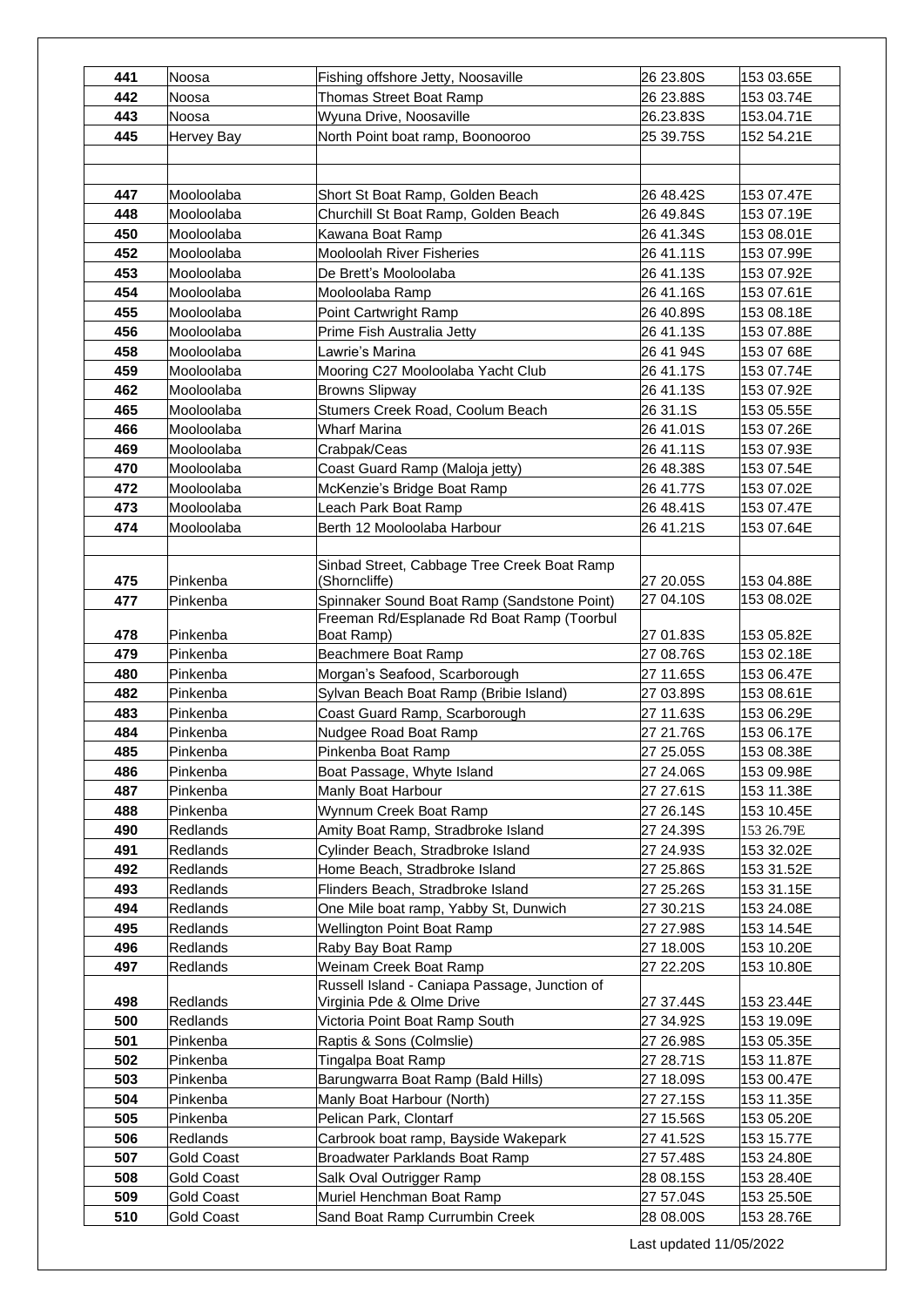| | | | | |
|---|---|---|---|---|
| 441 | Noosa | Fishing offshore Jetty, Noosaville | 26 23.80S | 153 03.65E |
| 442 | Noosa | Thomas Street Boat Ramp | 26 23.88S | 153 03.74E |
| 443 | Noosa | Wyuna Drive, Noosaville | 26.23.83S | 153.04.71E |
| 445 | Hervey Bay | North Point boat ramp, Boonooroo | 25 39.75S | 152 54.21E |
| | | | | |
| | | | | |
| 447 | Mooloolaba | Short St Boat Ramp, Golden Beach | 26 48.42S | 153 07.47E |
| 448 | Mooloolaba | Churchill St Boat Ramp, Golden Beach | 26 49.84S | 153 07.19E |
| 450 | Mooloolaba | Kawana Boat Ramp | 26 41.34S | 153 08.01E |
| 452 | Mooloolaba | Mooloolah River Fisheries | 26 41.11S | 153 07.99E |
| 453 | Mooloolaba | De Brett's Mooloolaba | 26 41.13S | 153 07.92E |
| 454 | Mooloolaba | Mooloolaba Ramp | 26 41.16S | 153 07.61E |
| 455 | Mooloolaba | Point Cartwright Ramp | 26 40.89S | 153 08.18E |
| 456 | Mooloolaba | Prime Fish Australia Jetty | 26 41.13S | 153 07.88E |
| 458 | Mooloolaba | Lawrie's Marina | 26 41 94S | 153 07 68E |
| 459 | Mooloolaba | Mooring C27 Mooloolaba Yacht Club | 26 41.17S | 153 07.74E |
| 462 | Mooloolaba | Browns Slipway | 26 41.13S | 153 07.92E |
| 465 | Mooloolaba | Stumers Creek Road, Coolum Beach | 26 31.1S | 153 05.55E |
| 466 | Mooloolaba | Wharf Marina | 26 41.01S | 153 07.26E |
| 469 | Mooloolaba | Crabpak/Ceas | 26 41.11S | 153 07.93E |
| 470 | Mooloolaba | Coast Guard Ramp (Maloja jetty) | 26 48.38S | 153 07.54E |
| 472 | Mooloolaba | McKenzie's Bridge Boat Ramp | 26 41.77S | 153 07.02E |
| 473 | Mooloolaba | Leach Park Boat Ramp | 26 48.41S | 153 07.47E |
| 474 | Mooloolaba | Berth 12 Mooloolaba Harbour | 26 41.21S | 153 07.64E |
| | | | | |
| 475 | Pinkenba | Sinbad Street, Cabbage Tree Creek Boat Ramp (Shorncliffe) | 27 20.05S | 153 04.88E |
| 477 | Pinkenba | Spinnaker Sound Boat Ramp (Sandstone Point) | 27 04.10S | 153 08.02E |
| 478 | Pinkenba | Freeman Rd/Esplanade Rd Boat Ramp (Toorbul Boat Ramp) | 27 01.83S | 153 05.82E |
| 479 | Pinkenba | Beachmere Boat Ramp | 27 08.76S | 153 02.18E |
| 480 | Pinkenba | Morgan's Seafood, Scarborough | 27 11.65S | 153 06.47E |
| 482 | Pinkenba | Sylvan Beach Boat Ramp (Bribie Island) | 27 03.89S | 153 08.61E |
| 483 | Pinkenba | Coast Guard Ramp, Scarborough | 27 11.63S | 153 06.29E |
| 484 | Pinkenba | Nudgee Road Boat Ramp | 27 21.76S | 153 06.17E |
| 485 | Pinkenba | Pinkenba Boat Ramp | 27 25.05S | 153 08.38E |
| 486 | Pinkenba | Boat Passage, Whyte Island | 27 24.06S | 153 09.98E |
| 487 | Pinkenba | Manly Boat Harbour | 27 27.61S | 153 11.38E |
| 488 | Pinkenba | Wynnum Creek Boat Ramp | 27 26.14S | 153 10.45E |
| 490 | Redlands | Amity Boat Ramp, Stradbroke Island | 27 24.39S | 153 26.79E |
| 491 | Redlands | Cylinder Beach, Stradbroke Island | 27 24.93S | 153 32.02E |
| 492 | Redlands | Home Beach, Stradbroke Island | 27 25.86S | 153 31.52E |
| 493 | Redlands | Flinders Beach, Stradbroke Island | 27 25.26S | 153 31.15E |
| 494 | Redlands | One Mile boat ramp, Yabby St, Dunwich | 27 30.21S | 153 24.08E |
| 495 | Redlands | Wellington Point Boat Ramp | 27 27.98S | 153 14.54E |
| 496 | Redlands | Raby Bay Boat Ramp | 27 18.00S | 153 10.20E |
| 497 | Redlands | Weinam Creek Boat Ramp | 27 22.20S | 153 10.80E |
| 498 | Redlands | Russell Island - Caniapa Passage, Junction of Virginia Pde & Olme Drive | 27 37.44S | 153 23.44E |
| 500 | Redlands | Victoria Point Boat Ramp South | 27 34.92S | 153 19.09E |
| 501 | Pinkenba | Raptis & Sons (Colmslie) | 27 26.98S | 153 05.35E |
| 502 | Pinkenba | Tingalpa Boat Ramp | 27 28.71S | 153 11.87E |
| 503 | Pinkenba | Barungwarra Boat Ramp (Bald Hills) | 27 18.09S | 153 00.47E |
| 504 | Pinkenba | Manly Boat Harbour (North) | 27 27.15S | 153 11.35E |
| 505 | Pinkenba | Pelican Park, Clontarf | 27 15.56S | 153 05.20E |
| 506 | Redlands | Carbrook boat ramp, Bayside Wakepark | 27 41.52S | 153 15.77E |
| 507 | Gold Coast | Broadwater Parklands Boat Ramp | 27 57.48S | 153 24.80E |
| 508 | Gold Coast | Salk Oval Outrigger Ramp | 28 08.15S | 153 28.40E |
| 509 | Gold Coast | Muriel Henchman Boat Ramp | 27 57.04S | 153 25.50E |
| 510 | Gold Coast | Sand Boat Ramp Currumbin Creek | 28 08.00S | 153 28.76E |

Last updated 11/05/2022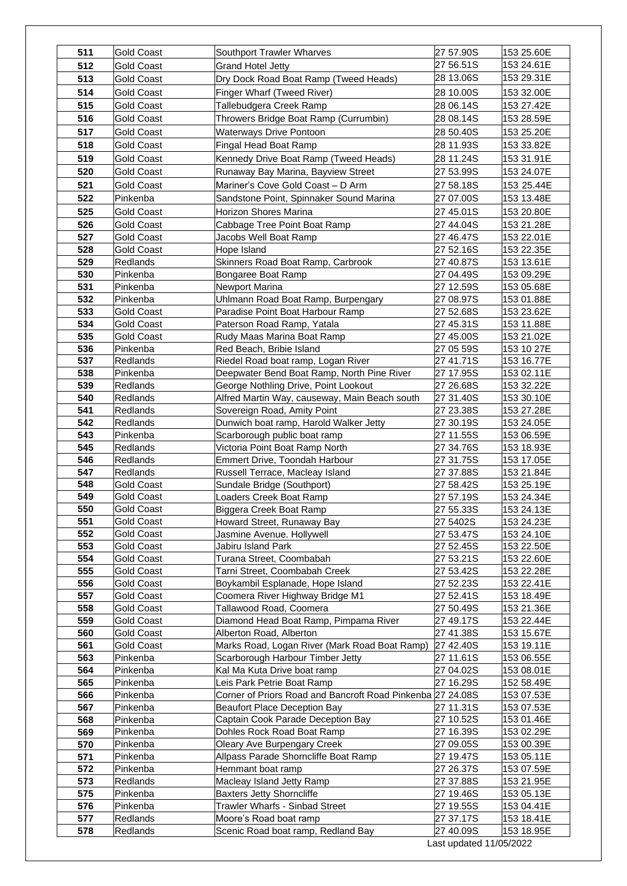| 511 | Gold Coast | Southport Trawler Wharves | 27 57.90S | 153 25.60E |
|---|---|---|---|---|
| 512 | Gold Coast | Grand Hotel Jetty | 27 56.51S | 153 24.61E |
| 513 | Gold Coast | Dry Dock Road Boat Ramp (Tweed Heads) | 28 13.06S | 153 29.31E |
| 514 | Gold Coast | Finger Wharf (Tweed River) | 28 10.00S | 153 32.00E |
| 515 | Gold Coast | Tallebudgera Creek Ramp | 28 06.14S | 153 27.42E |
| 516 | Gold Coast | Throwers Bridge Boat Ramp (Currumbin) | 28 08.14S | 153 28.59E |
| 517 | Gold Coast | Waterways Drive Pontoon | 28 50.40S | 153 25.20E |
| 518 | Gold Coast | Fingal Head Boat Ramp | 28 11.93S | 153 33.82E |
| 519 | Gold Coast | Kennedy Drive Boat Ramp (Tweed Heads) | 28 11.24S | 153 31.91E |
| 520 | Gold Coast | Runaway Bay Marina, Bayview Street | 27 53.99S | 153 24.07E |
| 521 | Gold Coast | Mariner's Cove Gold Coast – D Arm | 27 58.18S | 153 25.44E |
| 522 | Pinkenba | Sandstone Point, Spinnaker Sound Marina | 27 07.00S | 153 13.48E |
| 525 | Gold Coast | Horizon Shores Marina | 27 45.01S | 153 20.80E |
| 526 | Gold Coast | Cabbage Tree Point Boat Ramp | 27 44.04S | 153 21.28E |
| 527 | Gold Coast | Jacobs Well Boat Ramp | 27 46.47S | 153 22.01E |
| 528 | Gold Coast | Hope Island | 27 52.16S | 153 22.35E |
| 529 | Redlands | Skinners Road Boat Ramp, Carbrook | 27 40.87S | 153 13.61E |
| 530 | Pinkenba | Bongaree Boat Ramp | 27 04.49S | 153 09.29E |
| 531 | Pinkenba | Newport Marina | 27 12.59S | 153 05.68E |
| 532 | Pinkenba | Uhlmann Road Boat Ramp, Burpengary | 27 08.97S | 153 01.88E |
| 533 | Gold Coast | Paradise Point Boat Harbour Ramp | 27 52.68S | 153 23.62E |
| 534 | Gold Coast | Paterson Road Ramp, Yatala | 27 45.31S | 153 11.88E |
| 535 | Gold Coast | Rudy Maas Marina Boat Ramp | 27 45.00S | 153 21.02E |
| 536 | Pinkenba | Red Beach, Bribie Island | 27 05 59S | 153 10 27E |
| 537 | Redlands | Riedel Road boat ramp, Logan River | 27 41.71S | 153 16.77E |
| 538 | Pinkenba | Deepwater Bend Boat Ramp, North Pine River | 27 17.95S | 153 02.11E |
| 539 | Redlands | George Nothling Drive, Point Lookout | 27 26.68S | 153 32.22E |
| 540 | Redlands | Alfred Martin Way, causeway, Main Beach south | 27 31.40S | 153 30.10E |
| 541 | Redlands | Sovereign Road, Amity Point | 27 23.38S | 153 27.28E |
| 542 | Redlands | Dunwich boat ramp, Harold Walker Jetty | 27 30.19S | 153 24.05E |
| 543 | Pinkenba | Scarborough public boat ramp | 27 11.55S | 153 06.59E |
| 545 | Redlands | Victoria Point Boat Ramp North | 27 34.76S | 153 18.93E |
| 546 | Redlands | Emmert Drive, Toondah Harbour | 27 31.75S | 153 17.05E |
| 547 | Redlands | Russell Terrace, Macleay Island | 27 37.88S | 153 21.84E |
| 548 | Gold Coast | Sundale Bridge (Southport) | 27 58.42S | 153 25.19E |
| 549 | Gold Coast | Loaders Creek Boat Ramp | 27 57.19S | 153 24.34E |
| 550 | Gold Coast | Biggera Creek Boat Ramp | 27 55.33S | 153 24.13E |
| 551 | Gold Coast | Howard Street, Runaway Bay | 27 5402S | 153 24.23E |
| 552 | Gold Coast | Jasmine Avenue. Hollywell | 27 53.47S | 153 24.10E |
| 553 | Gold Coast | Jabiru Island Park | 27 52.45S | 153 22.50E |
| 554 | Gold Coast | Turana Street, Coombabah | 27 53.21S | 153 22.60E |
| 555 | Gold Coast | Tarni Street, Coombabah Creek | 27 53.42S | 153 22.28E |
| 556 | Gold Coast | Boykambil Esplanade, Hope Island | 27 52.23S | 153 22.41E |
| 557 | Gold Coast | Coomera River Highway Bridge M1 | 27 52.41S | 153 18.49E |
| 558 | Gold Coast | Tallawood Road, Coomera | 27 50.49S | 153 21.36E |
| 559 | Gold Coast | Diamond Head Boat Ramp, Pimpama River | 27 49.17S | 153 22.44E |
| 560 | Gold Coast | Alberton Road, Alberton | 27 41.38S | 153 15.67E |
| 561 | Gold Coast | Marks Road, Logan River (Mark Road Boat Ramp) | 27 42.40S | 153 19.11E |
| 563 | Pinkenba | Scarborough Harbour Timber Jetty | 27 11.61S | 153 06.55E |
| 564 | Pinkenba | Kal Ma Kuta Drive boat ramp | 27 04.02S | 153 08.01E |
| 565 | Pinkenba | Leis Park Petrie Boat Ramp | 27 16.29S | 152 58.49E |
| 566 | Pinkenba | Corner of Priors Road and Bancroft Road Pinkenba | 27 24.08S | 153 07.53E |
| 567 | Pinkenba | Beaufort Place Deception Bay | 27 11.31S | 153 07.53E |
| 568 | Pinkenba | Captain Cook Parade Deception Bay | 27 10.52S | 153 01.46E |
| 569 | Pinkenba | Dohles Rock Road Boat Ramp | 27 16.39S | 153 02.29E |
| 570 | Pinkenba | Oleary Ave Burpengary Creek | 27 09.05S | 153 00.39E |
| 571 | Pinkenba | Allpass Parade Shorncliffe Boat Ramp | 27 19.47S | 153 05.11E |
| 572 | Pinkenba | Hemmant boat ramp | 27 26.37S | 153 07.59E |
| 573 | Redlands | Macleay Island Jetty Ramp | 27 37.88S | 153 21.95E |
| 575 | Pinkenba | Baxters Jetty Shorncliffe | 27 19.46S | 153 05.13E |
| 576 | Pinkenba | Trawler Wharfs - Sinbad Street | 27 19.55S | 153 04.41E |
| 577 | Redlands | Moore's Road boat ramp | 27 37.17S | 153 18.41E |
| 578 | Redlands | Scenic Road boat ramp, Redland Bay | 27 40.09S | 153 18.95E |

Last updated 11/05/2022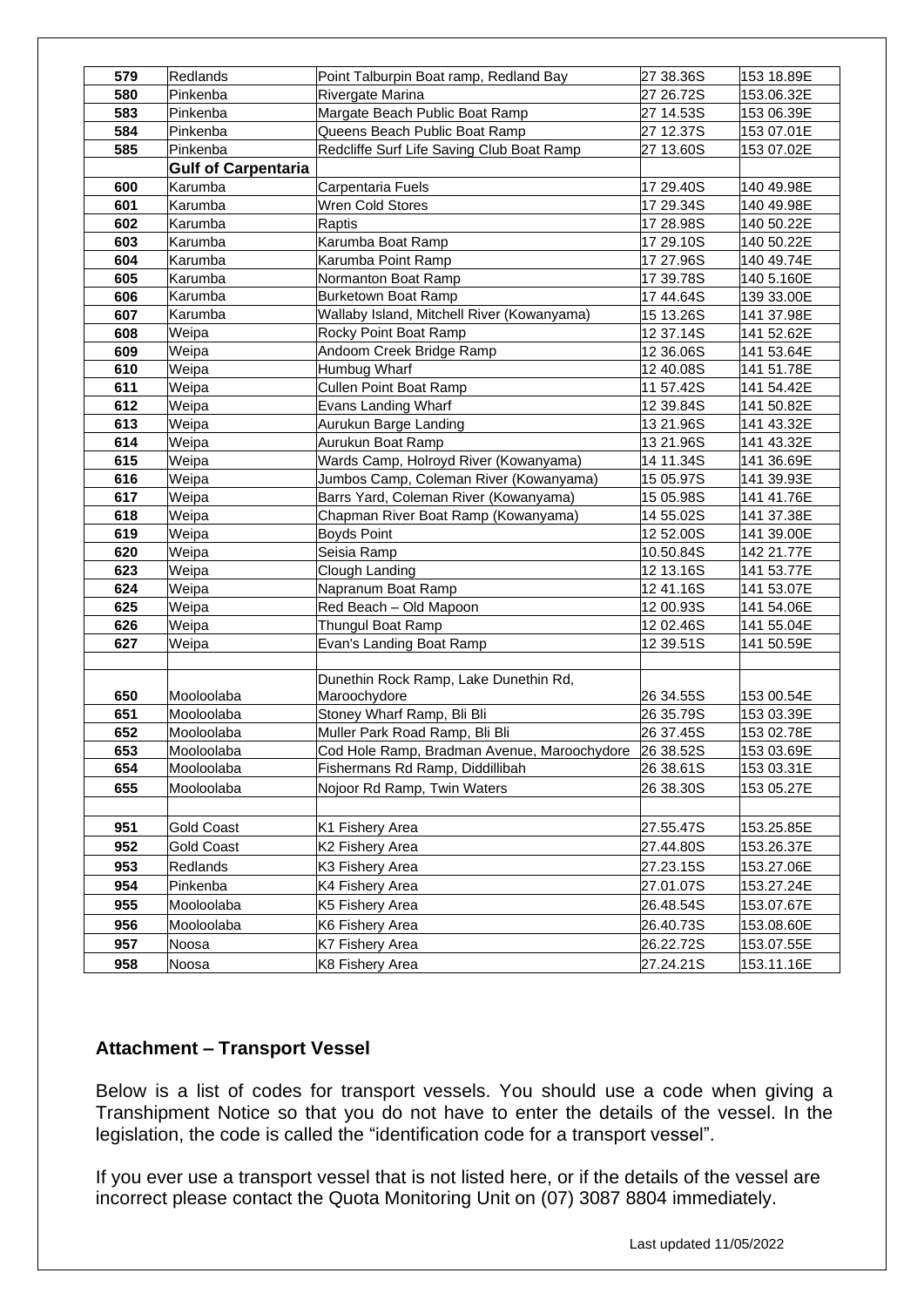| | | | | |
|---|---|---|---|---|
| 579 | Redlands | Point Talburpin Boat ramp, Redland Bay | 27 38.36S | 153 18.89E |
| 580 | Pinkenba | Rivergate Marina | 27 26.72S | 153.06.32E |
| 583 | Pinkenba | Margate Beach Public Boat Ramp | 27 14.53S | 153 06.39E |
| 584 | Pinkenba | Queens Beach Public Boat Ramp | 27 12.37S | 153 07.01E |
| 585 | Pinkenba | Redcliffe Surf Life Saving Club Boat Ramp | 27 13.60S | 153 07.02E |
| | **Gulf of Carpentaria** | | | |
| 600 | Karumba | Carpentaria Fuels | 17 29.40S | 140 49.98E |
| 601 | Karumba | Wren Cold Stores | 17 29.34S | 140 49.98E |
| 602 | Karumba | Raptis | 17 28.98S | 140 50.22E |
| 603 | Karumba | Karumba Boat Ramp | 17 29.10S | 140 50.22E |
| 604 | Karumba | Karumba Point Ramp | 17 27.96S | 140 49.74E |
| 605 | Karumba | Normanton Boat Ramp | 17 39.78S | 140 5.160E |
| 606 | Karumba | Burketown Boat Ramp | 17 44.64S | 139 33.00E |
| 607 | Karumba | Wallaby Island, Mitchell River (Kowanyama) | 15 13.26S | 141 37.98E |
| 608 | Weipa | Rocky Point Boat Ramp | 12 37.14S | 141 52.62E |
| 609 | Weipa | Andoom Creek Bridge Ramp | 12 36.06S | 141 53.64E |
| 610 | Weipa | Humbug Wharf | 12 40.08S | 141 51.78E |
| 611 | Weipa | Cullen Point Boat Ramp | 11 57.42S | 141 54.42E |
| 612 | Weipa | Evans Landing Wharf | 12 39.84S | 141 50.82E |
| 613 | Weipa | Aurukun Barge Landing | 13 21.96S | 141 43.32E |
| 614 | Weipa | Aurukun Boat Ramp | 13 21.96S | 141 43.32E |
| 615 | Weipa | Wards Camp, Holroyd River (Kowanyama) | 14 11.34S | 141 36.69E |
| 616 | Weipa | Jumbos Camp, Coleman River (Kowanyama) | 15 05.97S | 141 39.93E |
| 617 | Weipa | Barrs Yard, Coleman River (Kowanyama) | 15 05.98S | 141 41.76E |
| 618 | Weipa | Chapman River Boat Ramp (Kowanyama) | 14 55.02S | 141 37.38E |
| 619 | Weipa | Boyds Point | 12 52.00S | 141 39.00E |
| 620 | Weipa | Seisia Ramp | 10.50.84S | 142 21.77E |
| 623 | Weipa | Clough Landing | 12 13.16S | 141 53.77E |
| 624 | Weipa | Napranum Boat Ramp | 12 41.16S | 141 53.07E |
| 625 | Weipa | Red Beach – Old Mapoon | 12 00.93S | 141 54.06E |
| 626 | Weipa | Thungul Boat Ramp | 12 02.46S | 141 55.04E |
| 627 | Weipa | Evan's Landing Boat Ramp | 12 39.51S | 141 50.59E |
| | | | | |
| 650 | Mooloolaba | Dunethin Rock Ramp, Lake Dunethin Rd, Maroochydore | 26 34.55S | 153 00.54E |
| 651 | Mooloolaba | Stoney Wharf Ramp, Bli Bli | 26 35.79S | 153 03.39E |
| 652 | Mooloolaba | Muller Park Road Ramp, Bli Bli | 26 37.45S | 153 02.78E |
| 653 | Mooloolaba | Cod Hole Ramp, Bradman Avenue, Maroochydore | 26 38.52S | 153 03.69E |
| 654 | Mooloolaba | Fishermans Rd Ramp, Diddillibah | 26 38.61S | 153 03.31E |
| 655 | Mooloolaba | Nojoor Rd Ramp, Twin Waters | 26 38.30S | 153 05.27E |
| | | | | |
| 951 | Gold Coast | K1 Fishery Area | 27.55.47S | 153.25.85E |
| 952 | Gold Coast | K2 Fishery Area | 27.44.80S | 153.26.37E |
| 953 | Redlands | K3 Fishery Area | 27.23.15S | 153.27.06E |
| 954 | Pinkenba | K4 Fishery Area | 27.01.07S | 153.27.24E |
| 955 | Mooloolaba | K5 Fishery Area | 26.48.54S | 153.07.67E |
| 956 | Mooloolaba | K6 Fishery Area | 26.40.73S | 153.08.60E |
| 957 | Noosa | K7 Fishery Area | 26.22.72S | 153.07.55E |
| 958 | Noosa | K8 Fishery Area | 27.24.21S | 153.11.16E |

## Attachment – Transport Vessel

Below is a list of codes for transport vessels. You should use a code when giving a Transhipment Notice so that you do not have to enter the details of the vessel. In the legislation, the code is called the "identification code for a transport vessel".

If you ever use a transport vessel that is not listed here, or if the details of the vessel are incorrect please contact the Quota Monitoring Unit on (07) 3087 8804 immediately.

Last updated 11/05/2022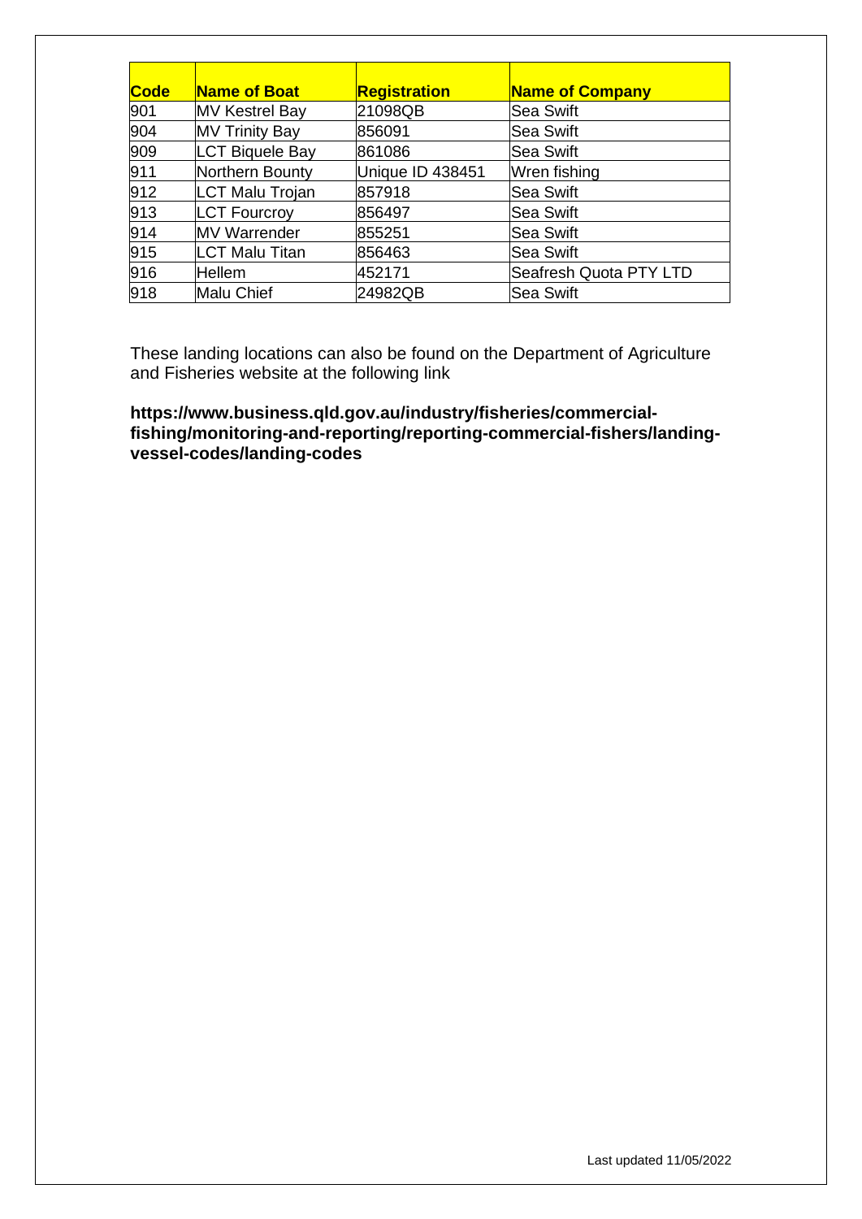| Code | Name of Boat | Registration | Name of Company |
|---|---|---|---|
| 901 | MV Kestrel Bay | 21098QB | Sea Swift |
| 904 | MV Trinity Bay | 856091 | Sea Swift |
| 909 | LCT Biquele Bay | 861086 | Sea Swift |
| 911 | Northern Bounty | Unique ID 438451 | Wren fishing |
| 912 | LCT Malu Trojan | 857918 | Sea Swift |
| 913 | LCT Fourcroy | 856497 | Sea Swift |
| 914 | MV Warrender | 855251 | Sea Swift |
| 915 | LCT Malu Titan | 856463 | Sea Swift |
| 916 | Hellem | 452171 | Seafresh Quota PTY LTD |
| 918 | Malu Chief | 24982QB | Sea Swift |

These landing locations can also be found on the Department of Agriculture and Fisheries website at the following link

**https://www.business.qld.gov.au/industry/fisheries/commercial-fishing/monitoring-and-reporting/reporting-commercial-fishers/landing-vessel-codes/landing-codes**

Last updated 11/05/2022